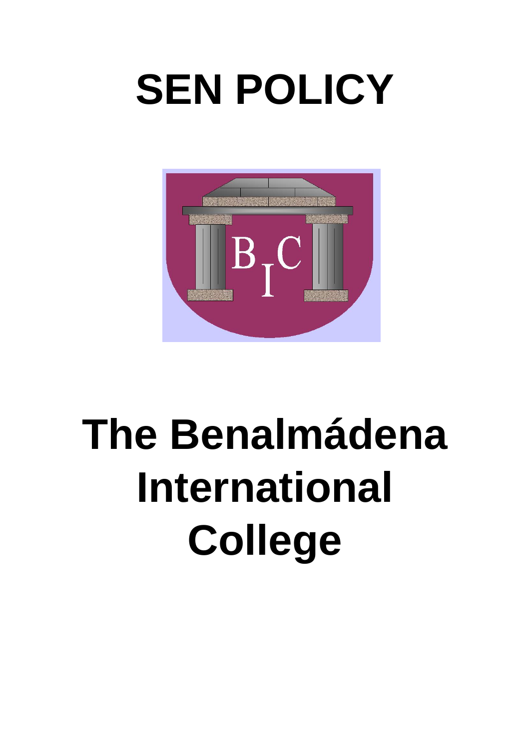# SEN POLICY

# The Benalmádena International College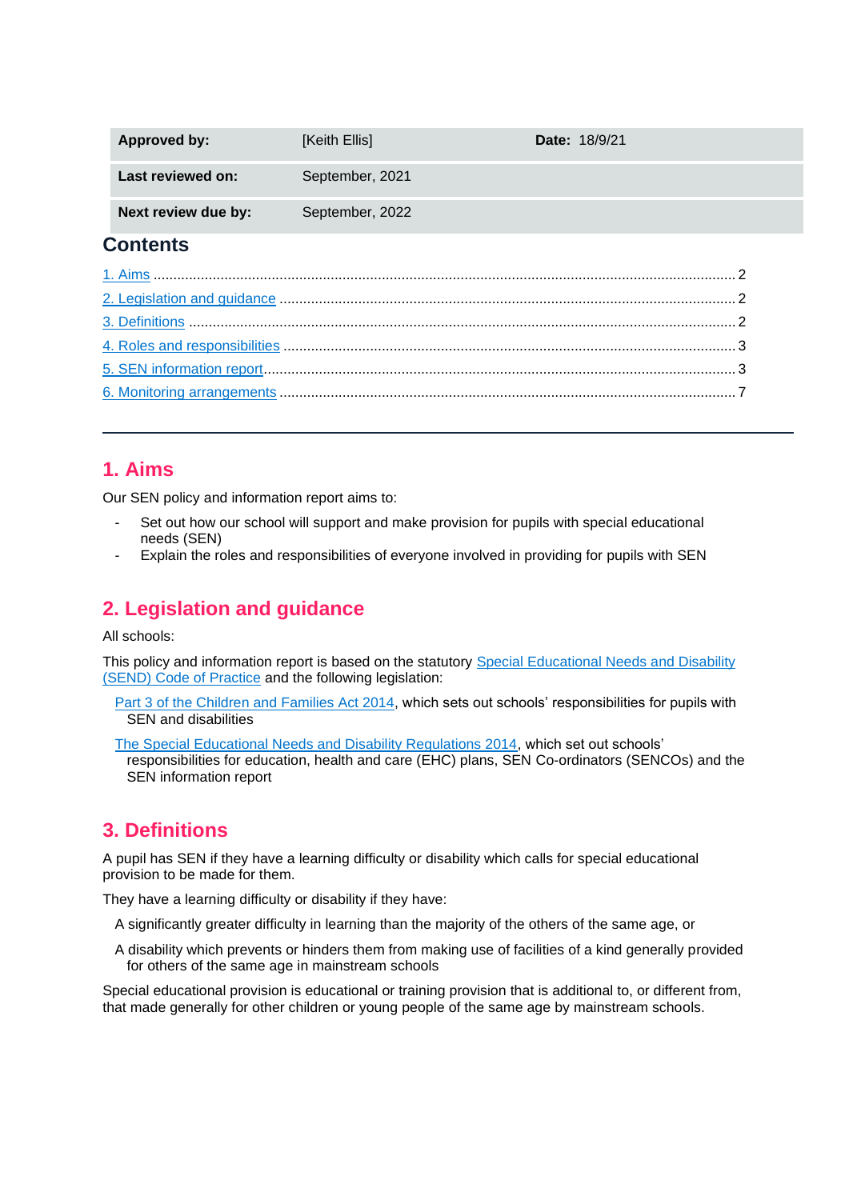| Approved by: | [Keith Ellis] | Date: 18/9/21 |
| --- | --- | --- |
| Last reviewed on: | September, 2021 | |
| Next review due by: | September, 2022 | |

## Contents

1. Aims ..... 2
2. Legislation and guidance ..... 2
3. Definitions ..... 2
4. Roles and responsibilities ..... 3
5. SEN information report ..... 3
6. Monitoring arrangements ..... 7

---

## 1. Aims

Our SEN policy and information report aims to:

- Set out how our school will support and make provision for pupils with special educational needs (SEN)
- Explain the roles and responsibilities of everyone involved in providing for pupils with SEN

## 2. Legislation and guidance

All schools:

This policy and information report is based on the statutory Special Educational Needs and Disability (SEND) Code of Practice and the following legislation:

Part 3 of the Children and Families Act 2014, which sets out schools' responsibilities for pupils with SEN and disabilities

The Special Educational Needs and Disability Regulations 2014, which set out schools' responsibilities for education, health and care (EHC) plans, SEN Co-ordinators (SENCOs) and the SEN information report

## 3. Definitions

A pupil has SEN if they have a learning difficulty or disability which calls for special educational provision to be made for them.

They have a learning difficulty or disability if they have:

A significantly greater difficulty in learning than the majority of the others of the same age, or

A disability which prevents or hinders them from making use of facilities of a kind generally provided for others of the same age in mainstream schools

Special educational provision is educational or training provision that is additional to, or different from, that made generally for other children or young people of the same age by mainstream schools.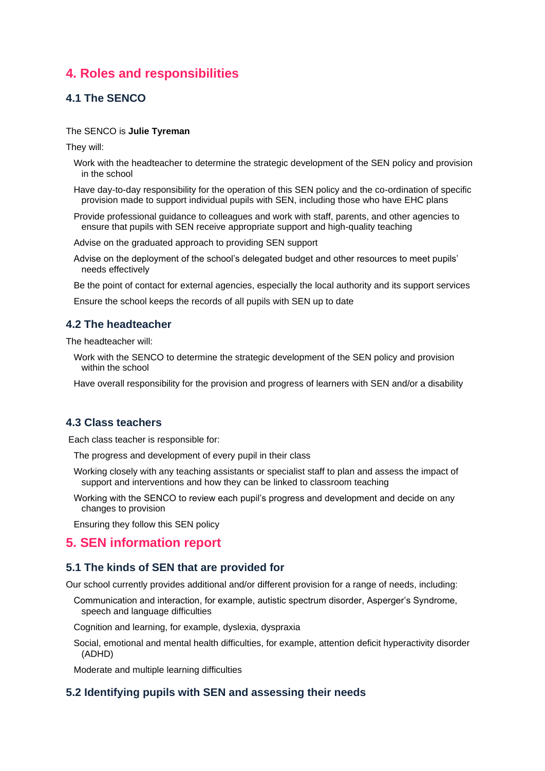## 4. Roles and responsibilities

### 4.1 The SENCO

The SENCO is **Julie Tyreman**

They will:

- Work with the headteacher to determine the strategic development of the SEN policy and provision in the school
- Have day-to-day responsibility for the operation of this SEN policy and the co-ordination of specific provision made to support individual pupils with SEN, including those who have EHC plans
- Provide professional guidance to colleagues and work with staff, parents, and other agencies to ensure that pupils with SEN receive appropriate support and high-quality teaching
- Advise on the graduated approach to providing SEN support
- Advise on the deployment of the school's delegated budget and other resources to meet pupils' needs effectively
- Be the point of contact for external agencies, especially the local authority and its support services
- Ensure the school keeps the records of all pupils with SEN up to date

### 4.2 The headteacher

The headteacher will:

- Work with the SENCO to determine the strategic development of the SEN policy and provision within the school
- Have overall responsibility for the provision and progress of learners with SEN and/or a disability

### 4.3 Class teachers

Each class teacher is responsible for:

- The progress and development of every pupil in their class
- Working closely with any teaching assistants or specialist staff to plan and assess the impact of support and interventions and how they can be linked to classroom teaching
- Working with the SENCO to review each pupil's progress and development and decide on any changes to provision
- Ensuring they follow this SEN policy

## 5. SEN information report

### 5.1 The kinds of SEN that are provided for

Our school currently provides additional and/or different provision for a range of needs, including:

- Communication and interaction, for example, autistic spectrum disorder, Asperger's Syndrome, speech and language difficulties
- Cognition and learning, for example, dyslexia, dyspraxia
- Social, emotional and mental health difficulties, for example, attention deficit hyperactivity disorder (ADHD)
- Moderate and multiple learning difficulties

### 5.2 Identifying pupils with SEN and assessing their needs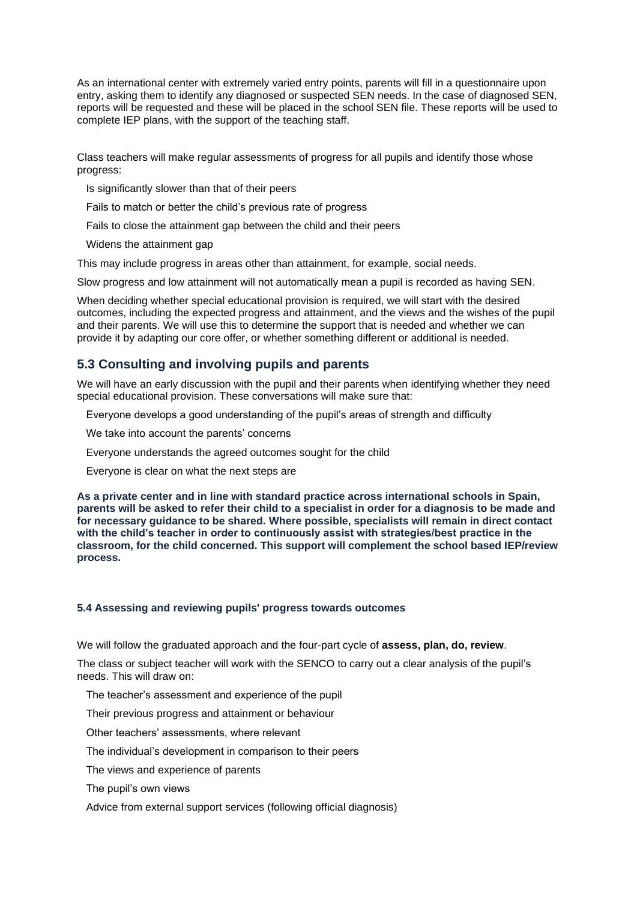As an international center with extremely varied entry points, parents will fill in a questionnaire upon entry, asking them to identify any diagnosed or suspected SEN needs. In the case of diagnosed SEN, reports will be requested and these will be placed in the school SEN file. These reports will be used to complete IEP plans, with the support of the teaching staff.

Class teachers will make regular assessments of progress for all pupils and identify those whose progress:

- Is significantly slower than that of their peers
- Fails to match or better the child's previous rate of progress
- Fails to close the attainment gap between the child and their peers
- Widens the attainment gap

This may include progress in areas other than attainment, for example, social needs.

Slow progress and low attainment will not automatically mean a pupil is recorded as having SEN.

When deciding whether special educational provision is required, we will start with the desired outcomes, including the expected progress and attainment, and the views and the wishes of the pupil and their parents. We will use this to determine the support that is needed and whether we can provide it by adapting our core offer, or whether something different or additional is needed.

## 5.3 Consulting and involving pupils and parents

We will have an early discussion with the pupil and their parents when identifying whether they need special educational provision. These conversations will make sure that:

- Everyone develops a good understanding of the pupil's areas of strength and difficulty
- We take into account the parents' concerns
- Everyone understands the agreed outcomes sought for the child
- Everyone is clear on what the next steps are

**As a private center and in line with standard practice across international schools in Spain, parents will be asked to refer their child to a specialist in order for a diagnosis to be made and for necessary guidance to be shared. Where possible, specialists will remain in direct contact with the child's teacher in order to continuously assist with strategies/best practice in the classroom, for the child concerned. This support will complement the school based IEP/review process.**

#### 5.4 Assessing and reviewing pupils' progress towards outcomes

We will follow the graduated approach and the four-part cycle of **assess, plan, do, review**.

The class or subject teacher will work with the SENCO to carry out a clear analysis of the pupil's needs. This will draw on:

- The teacher's assessment and experience of the pupil
- Their previous progress and attainment or behaviour
- Other teachers' assessments, where relevant
- The individual's development in comparison to their peers
- The views and experience of parents
- The pupil's own views
- Advice from external support services (following official diagnosis)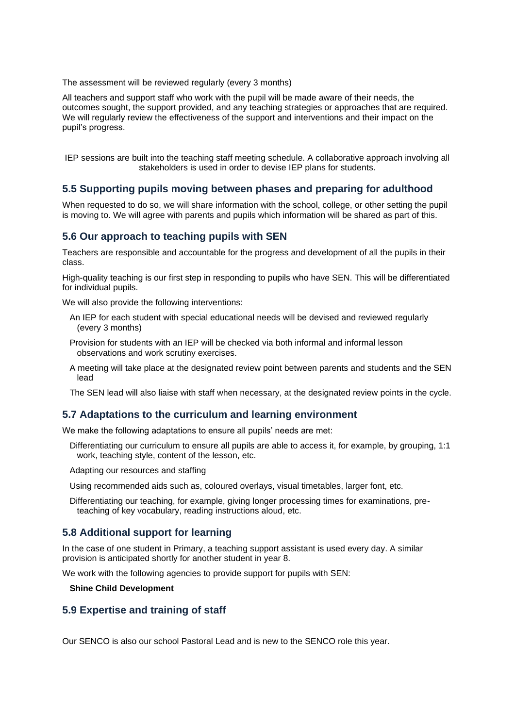The assessment will be reviewed regularly (every 3 months)

All teachers and support staff who work with the pupil will be made aware of their needs, the outcomes sought, the support provided, and any teaching strategies or approaches that are required. We will regularly review the effectiveness of the support and interventions and their impact on the pupil's progress.

IEP sessions are built into the teaching staff meeting schedule. A collaborative approach involving all stakeholders is used in order to devise IEP plans for students.

### 5.5 Supporting pupils moving between phases and preparing for adulthood

When requested to do so, we will share information with the school, college, or other setting the pupil is moving to. We will agree with parents and pupils which information will be shared as part of this.

### 5.6 Our approach to teaching pupils with SEN

Teachers are responsible and accountable for the progress and development of all the pupils in their class.

High-quality teaching is our first step in responding to pupils who have SEN. This will be differentiated for individual pupils.

We will also provide the following interventions:

- An IEP for each student with special educational needs will be devised and reviewed regularly (every 3 months)
- Provision for students with an IEP will be checked via both informal and informal lesson observations and work scrutiny exercises.
- A meeting will take place at the designated review point between parents and students and the SEN lead
- The SEN lead will also liaise with staff when necessary, at the designated review points in the cycle.

### 5.7 Adaptations to the curriculum and learning environment

We make the following adaptations to ensure all pupils' needs are met:

- Differentiating our curriculum to ensure all pupils are able to access it, for example, by grouping, 1:1 work, teaching style, content of the lesson, etc.
- Adapting our resources and staffing
- Using recommended aids such as, coloured overlays, visual timetables, larger font, etc.
- Differentiating our teaching, for example, giving longer processing times for examinations, pre-teaching of key vocabulary, reading instructions aloud, etc.

### 5.8 Additional support for learning

In the case of one student in Primary, a teaching support assistant is used every day. A similar provision is anticipated shortly for another student in year 8.

We work with the following agencies to provide support for pupils with SEN:

- **Shine Child Development**

### 5.9 Expertise and training of staff

Our SENCO is also our school Pastoral Lead and is new to the SENCO role this year.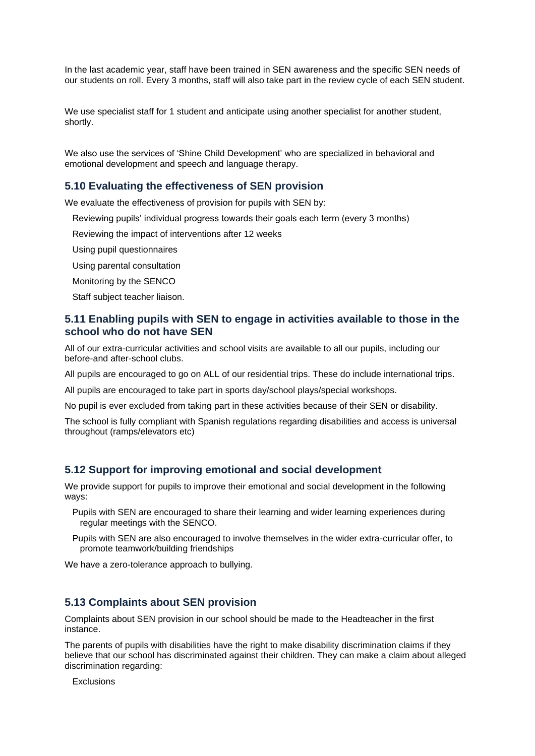In the last academic year, staff have been trained in SEN awareness and the specific SEN needs of our students on roll. Every 3 months, staff will also take part in the review cycle of each SEN student.

We use specialist staff for 1 student and anticipate using another specialist for another student, shortly.

We also use the services of 'Shine Child Development' who are specialized in behavioral and emotional development and speech and language therapy.

## 5.10 Evaluating the effectiveness of SEN provision

We evaluate the effectiveness of provision for pupils with SEN by:

- Reviewing pupils' individual progress towards their goals each term (every 3 months)
- Reviewing the impact of interventions after 12 weeks
- Using pupil questionnaires
- Using parental consultation
- Monitoring by the SENCO
- Staff subject teacher liaison.

## 5.11 Enabling pupils with SEN to engage in activities available to those in the school who do not have SEN

All of our extra-curricular activities and school visits are available to all our pupils, including our before-and after-school clubs.

All pupils are encouraged to go on ALL of our residential trips. These do include international trips.

All pupils are encouraged to take part in sports day/school plays/special workshops.

No pupil is ever excluded from taking part in these activities because of their SEN or disability.

The school is fully compliant with Spanish regulations regarding disabilities and access is universal throughout (ramps/elevators etc)

## 5.12 Support for improving emotional and social development

We provide support for pupils to improve their emotional and social development in the following ways:

- Pupils with SEN are encouraged to share their learning and wider learning experiences during regular meetings with the SENCO.
- Pupils with SEN are also encouraged to involve themselves in the wider extra-curricular offer, to promote teamwork/building friendships

We have a zero-tolerance approach to bullying.

## 5.13 Complaints about SEN provision

Complaints about SEN provision in our school should be made to the Headteacher in the first instance.

The parents of pupils with disabilities have the right to make disability discrimination claims if they believe that our school has discriminated against their children. They can make a claim about alleged discrimination regarding:

- Exclusions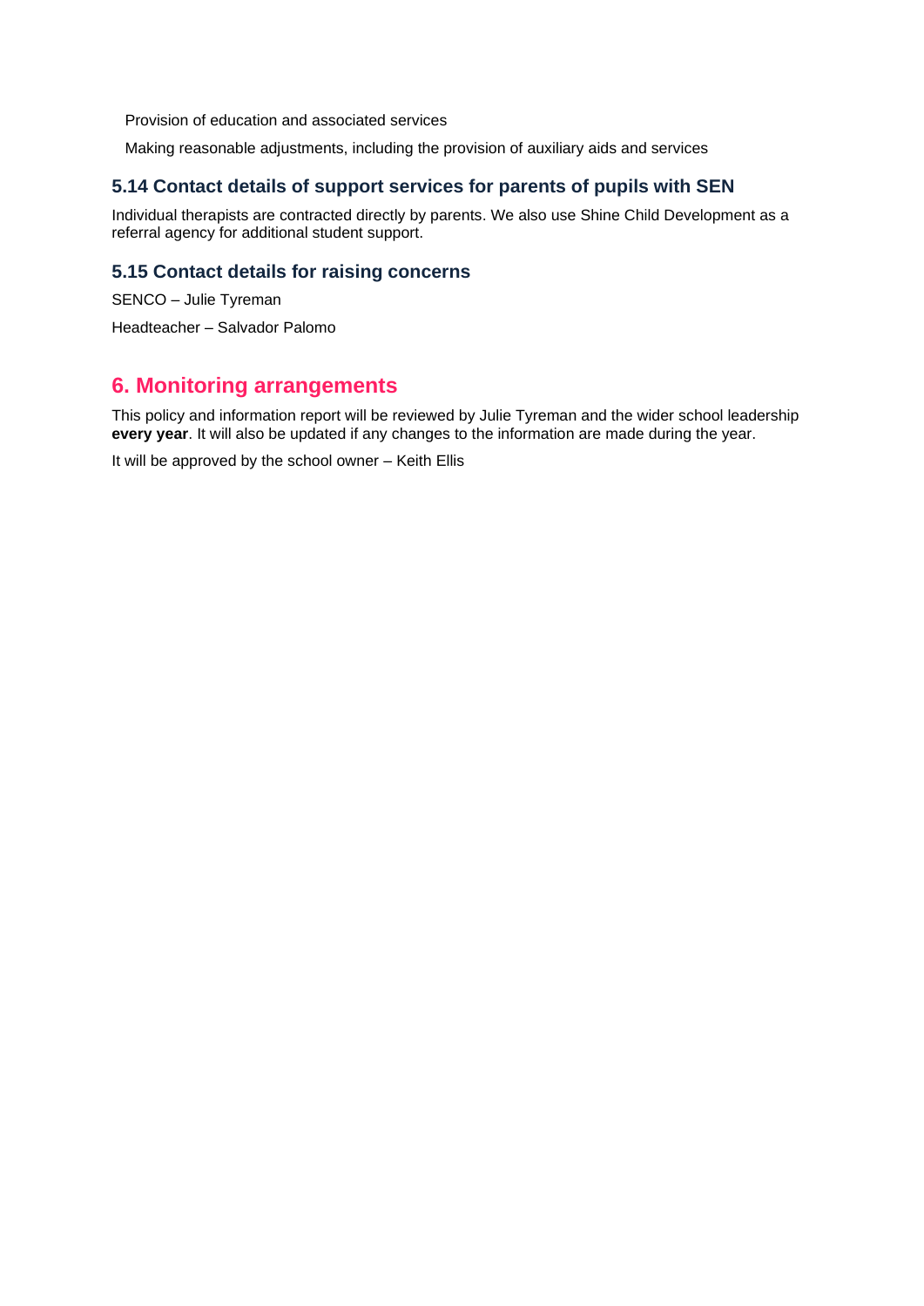Provision of education and associated services

Making reasonable adjustments, including the provision of auxiliary aids and services

### 5.14 Contact details of support services for parents of pupils with SEN

Individual therapists are contracted directly by parents. We also use Shine Child Development as a referral agency for additional student support.

### 5.15 Contact details for raising concerns

SENCO – Julie Tyreman

Headteacher – Salvador Palomo

## 6. Monitoring arrangements

This policy and information report will be reviewed by Julie Tyreman and the wider school leadership **every year**. It will also be updated if any changes to the information are made during the year.

It will be approved by the school owner – Keith Ellis